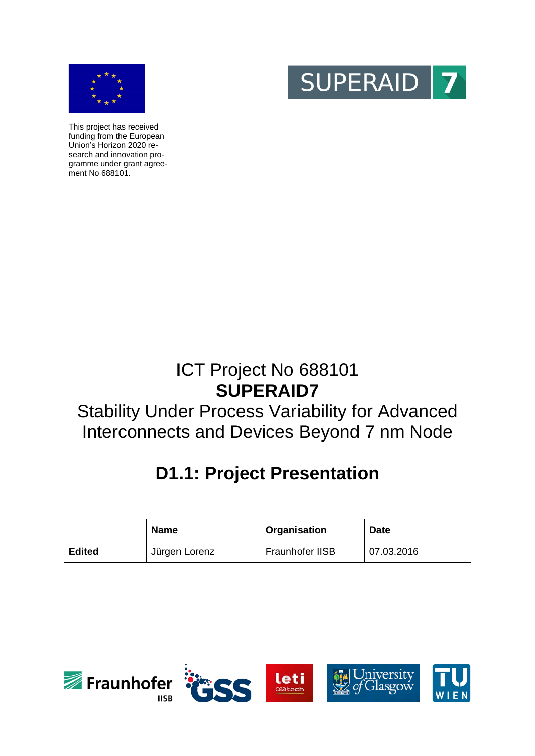This project has received funding from the European Union's Horizon 2020 research and innovation programme under grant agreement No 688101.

# ICT Project No 688101

# SUPERAID7

## Stability Under Process Variability for Advanced Interconnects and Devices Beyond 7 nm Node

# D1.1: Project Presentation

| | Name | Organisation | Date |
|---|---|---|---|
| **Edited** | Jürgen Lorenz | Fraunhofer IISB | 07.03.2016 |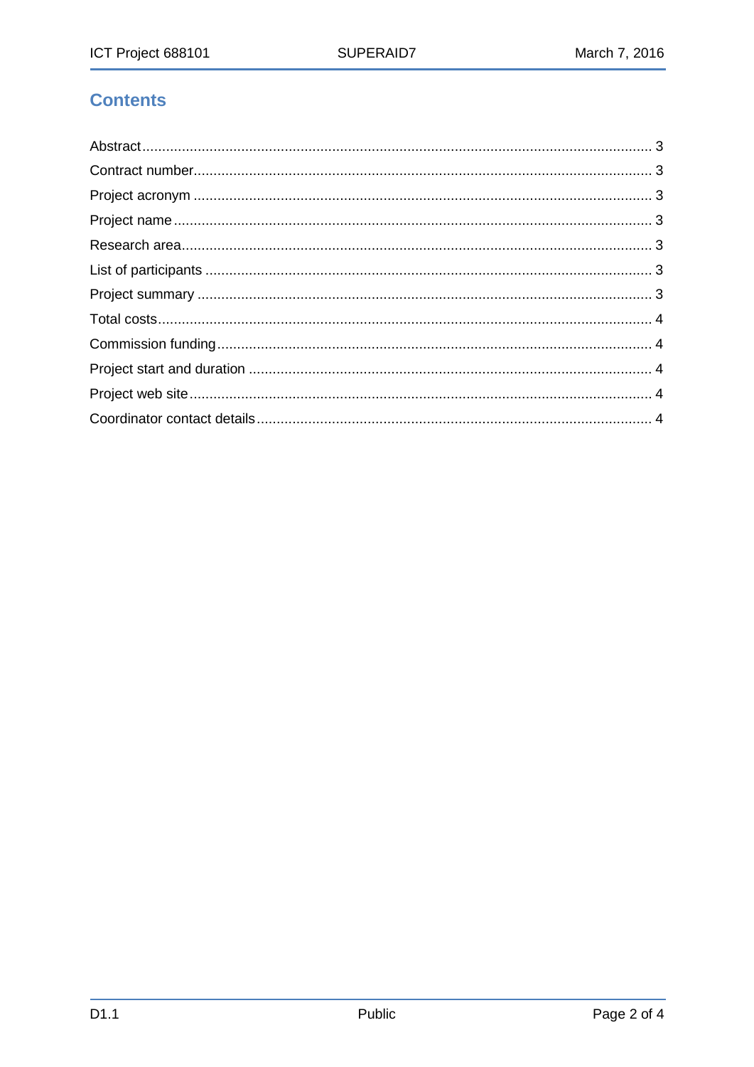# Contents

Abstract ........................................................................................................................ 3
Contract number............................................................................................................ 3
Project acronym ............................................................................................................ 3
Project name ................................................................................................................. 3
Research area................................................................................................................ 3
List of participants ......................................................................................................... 3
Project summary ........................................................................................................... 3
Total costs..................................................................................................................... 4
Commission funding...................................................................................................... 4
Project start and duration .............................................................................................. 4
Project web site ............................................................................................................. 4
Coordinator contact details ............................................................................................ 4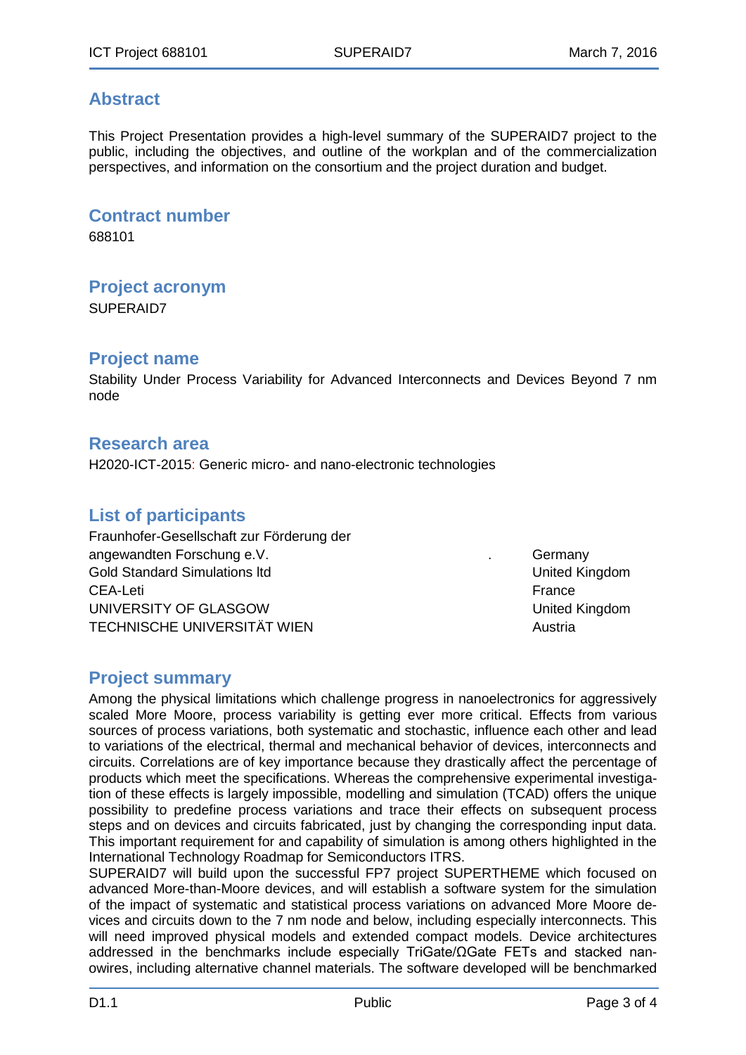## Abstract

This Project Presentation provides a high-level summary of the SUPERAID7 project to the public, including the objectives, and outline of the workplan and of the commercialization perspectives, and information on the consortium and the project duration and budget.

## Contract number

688101

## Project acronym

SUPERAID7

## Project name

Stability Under Process Variability for Advanced Interconnects and Devices Beyond 7 nm node

## Research area

H2020-ICT-2015: Generic micro- and nano-electronic technologies

## List of participants

| Participant | Country |
|---|---|
| Fraunhofer-Gesellschaft zur Förderung der angewandten Forschung e.V. | Germany |
| Gold Standard Simulations ltd | United Kingdom |
| CEA-Leti | France |
| UNIVERSITY OF GLASGOW | United Kingdom |
| TECHNISCHE UNIVERSITÄT WIEN | Austria |

## Project summary

Among the physical limitations which challenge progress in nanoelectronics for aggressively scaled More Moore, process variability is getting ever more critical. Effects from various sources of process variations, both systematic and stochastic, influence each other and lead to variations of the electrical, thermal and mechanical behavior of devices, interconnects and circuits. Correlations are of key importance because they drastically affect the percentage of products which meet the specifications. Whereas the comprehensive experimental investigation of these effects is largely impossible, modelling and simulation (TCAD) offers the unique possibility to predefine process variations and trace their effects on subsequent process steps and on devices and circuits fabricated, just by changing the corresponding input data. This important requirement for and capability of simulation is among others highlighted in the International Technology Roadmap for Semiconductors ITRS.

SUPERAID7 will build upon the successful FP7 project SUPERTHEME which focused on advanced More-than-Moore devices, and will establish a software system for the simulation of the impact of systematic and statistical process variations on advanced More Moore devices and circuits down to the 7 nm node and below, including especially interconnects. This will need improved physical models and extended compact models. Device architectures addressed in the benchmarks include especially TriGate/ΩGate FETs and stacked nanowires, including alternative channel materials. The software developed will be benchmarked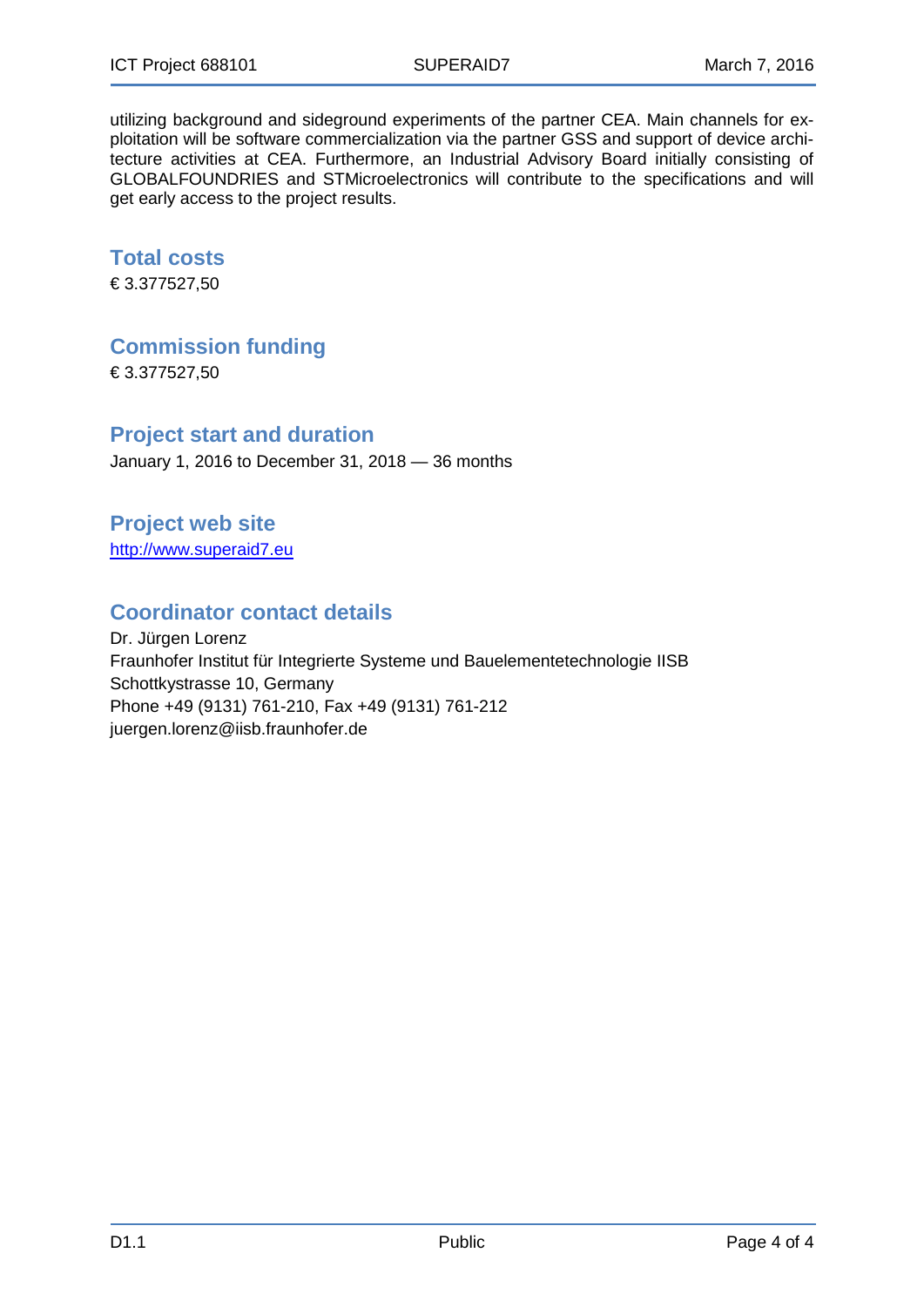utilizing background and sideground experiments of the partner CEA. Main channels for exploitation will be software commercialization via the partner GSS and support of device architecture activities at CEA. Furthermore, an Industrial Advisory Board initially consisting of GLOBALFOUNDRIES and STMicroelectronics will contribute to the specifications and will get early access to the project results.

## Total costs

€ 3.377527,50

## Commission funding

€ 3.377527,50

## Project start and duration

January 1, 2016 to December 31, 2018 — 36 months

## Project web site

[http://www.superaid7.eu](http://www.superaid7.eu)

## Coordinator contact details

Dr. Jürgen Lorenz
Fraunhofer Institut für Integrierte Systeme und Bauelementetechnologie IISB
Schottkystrasse 10, Germany
Phone +49 (9131) 761-210, Fax +49 (9131) 761-212
juergen.lorenz@iisb.fraunhofer.de